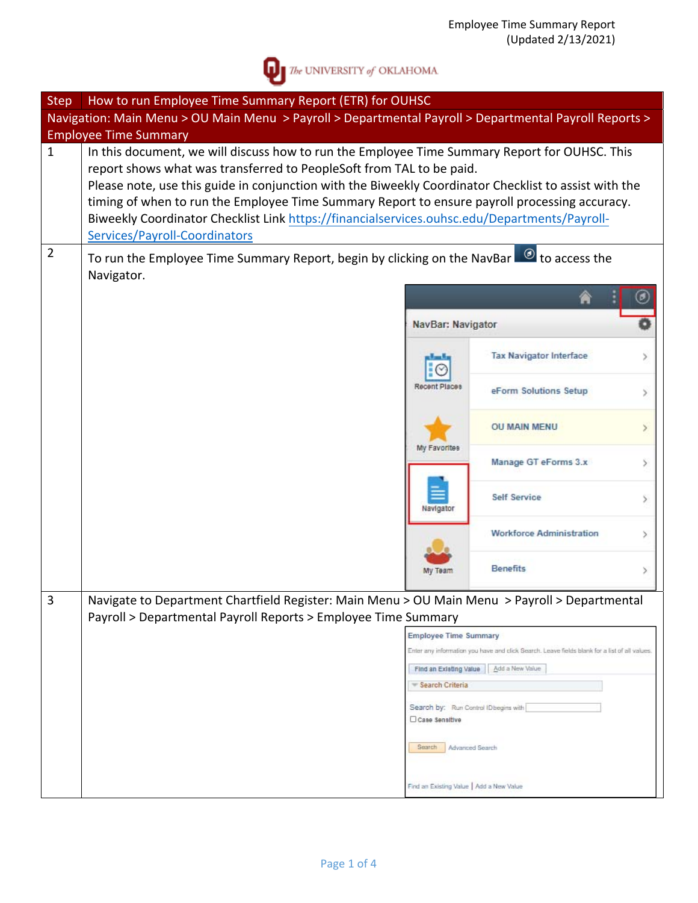| Step | How to run Employee Time Summary Report (ETR) for OUHSC |
|---|---|
| Navigation: Main Menu > OU Main Menu > Payroll > Departmental Payroll > Departmental Payroll Reports > Employee Time Summary | |
| 1 | In this document, we will discuss how to run the Employee Time Summary Report for OUHSC. This report shows what was transferred to PeopleSoft from TAL to be paid.<br>Please note, use this guide in conjunction with the Biweekly Coordinator Checklist to assist with the timing of when to run the Employee Time Summary Report to ensure payroll processing accuracy.<br>Biweekly Coordinator Checklist Link https://financialservices.ouhsc.edu/Departments/Payroll-Services/Payroll-Coordinators |
| 2 | To run the Employee Time Summary Report, begin by clicking on the NavBar to access the Navigator. |
| 3 | Navigate to Department Chartfield Register: Main Menu > OU Main Menu > Payroll > Departmental Payroll > Departmental Payroll Reports > Employee Time Summary |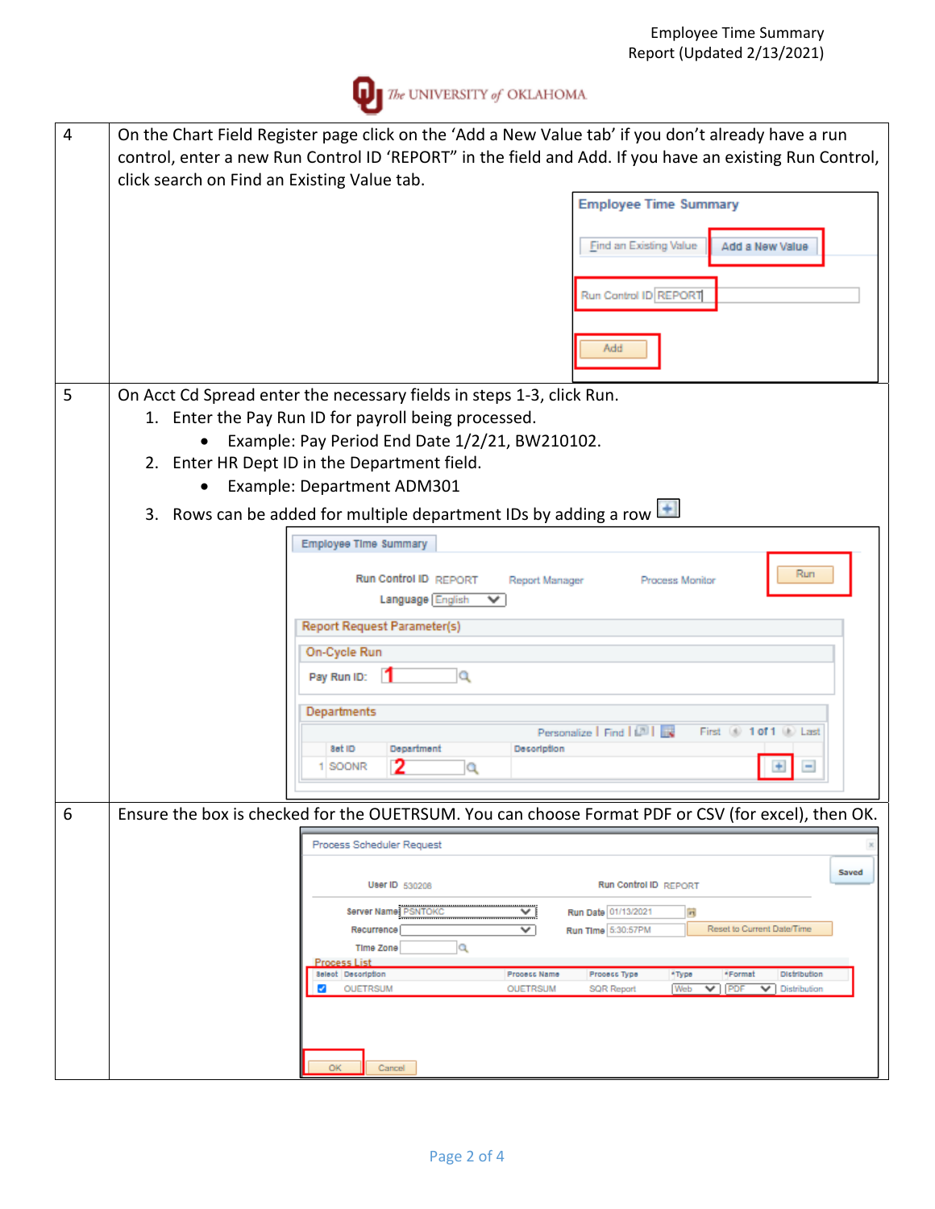| | |
|---|---|
| 4 | On the Chart Field Register page click on the 'Add a New Value tab' if you don't already have a run control, enter a new Run Control ID 'REPORT" in the field and Add. If you have an existing Run Control, click search on Find an Existing Value tab. |
| 5 | On Acct Cd Spread enter the necessary fields in steps 1-3, click Run.<br>1. Enter the Pay Run ID for payroll being processed.<br>• Example: Pay Period End Date 1/2/21, BW210102.<br>2. Enter HR Dept ID in the Department field.<br>• Example: Department ADM301<br>3. Rows can be added for multiple department IDs by adding a row |
| 6 | Ensure the box is checked for the OUETRSUM. You can choose Format PDF or CSV (for excel), then OK. |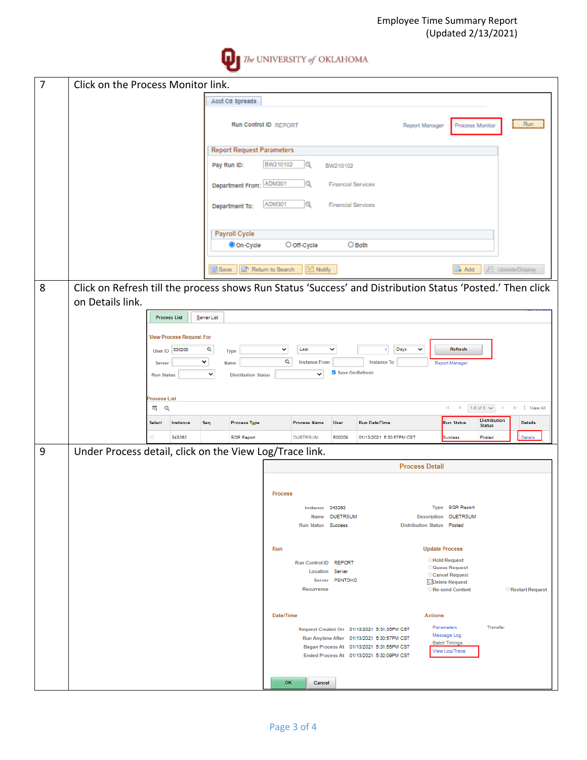| | |
|---|---|
| 7 | Click on the Process Monitor link. |
| 8 | Click on Refresh till the process shows Run Status 'Success' and Distribution Status 'Posted.' Then click on Details link. |
| 9 | Under Process detail, click on the View Log/Trace link. |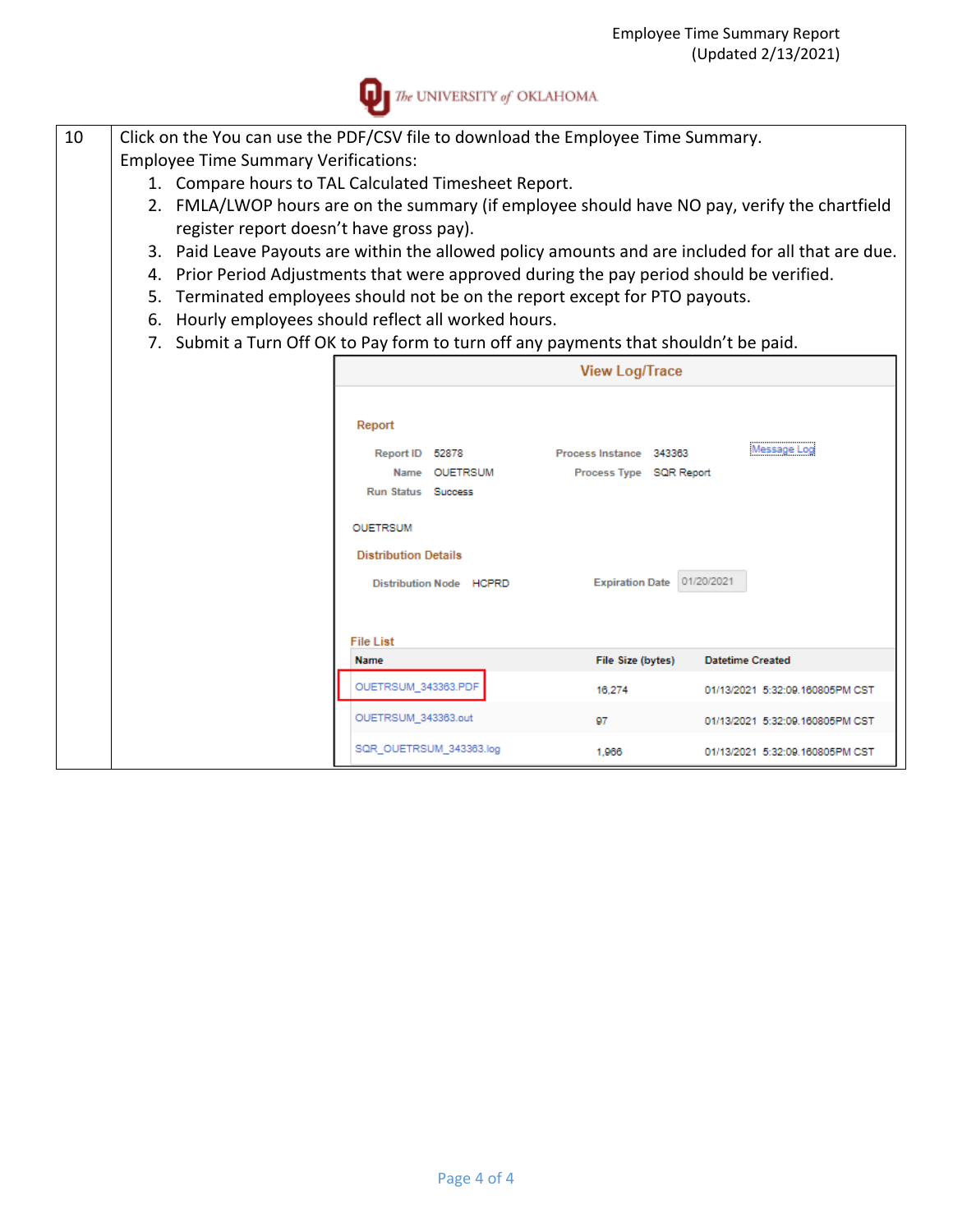| | |
|---|---|
| 10 | Click on the You can use the PDF/CSV file to download the Employee Time Summary.<br>Employee Time Summary Verifications:<br>1. Compare hours to TAL Calculated Timesheet Report.<br>2. FMLA/LWOP hours are on the summary (if employee should have NO pay, verify the chartfield register report doesn't have gross pay).<br>3. Paid Leave Payouts are within the allowed policy amounts and are included for all that are due.<br>4. Prior Period Adjustments that were approved during the pay period should be verified.<br>5. Terminated employees should not be on the report except for PTO payouts.<br>6. Hourly employees should reflect all worked hours.<br>7. Submit a Turn Off OK to Pay form to turn off any payments that shouldn't be paid. |

View Log/Trace

Report

Report ID 52878
Name OUETRSUM
Run Status Success

Process Instance 343363
Process Type SQR Report

Message Log

OUETRSUM

Distribution Details

Distribution Node HCPRD
Expiration Date 01/20/2021

File List

| Name | File Size (bytes) | Datetime Created |
|---|---|---|
| OUETRSUM_343363.PDF | 16,274 | 01/13/2021 5:32:09.160805PM CST |
| OUETRSUM_343363.out | 97 | 01/13/2021 5:32:09.160805PM CST |
| SQR_OUETRSUM_343363.log | 1,966 | 01/13/2021 5:32:09.160805PM CST |